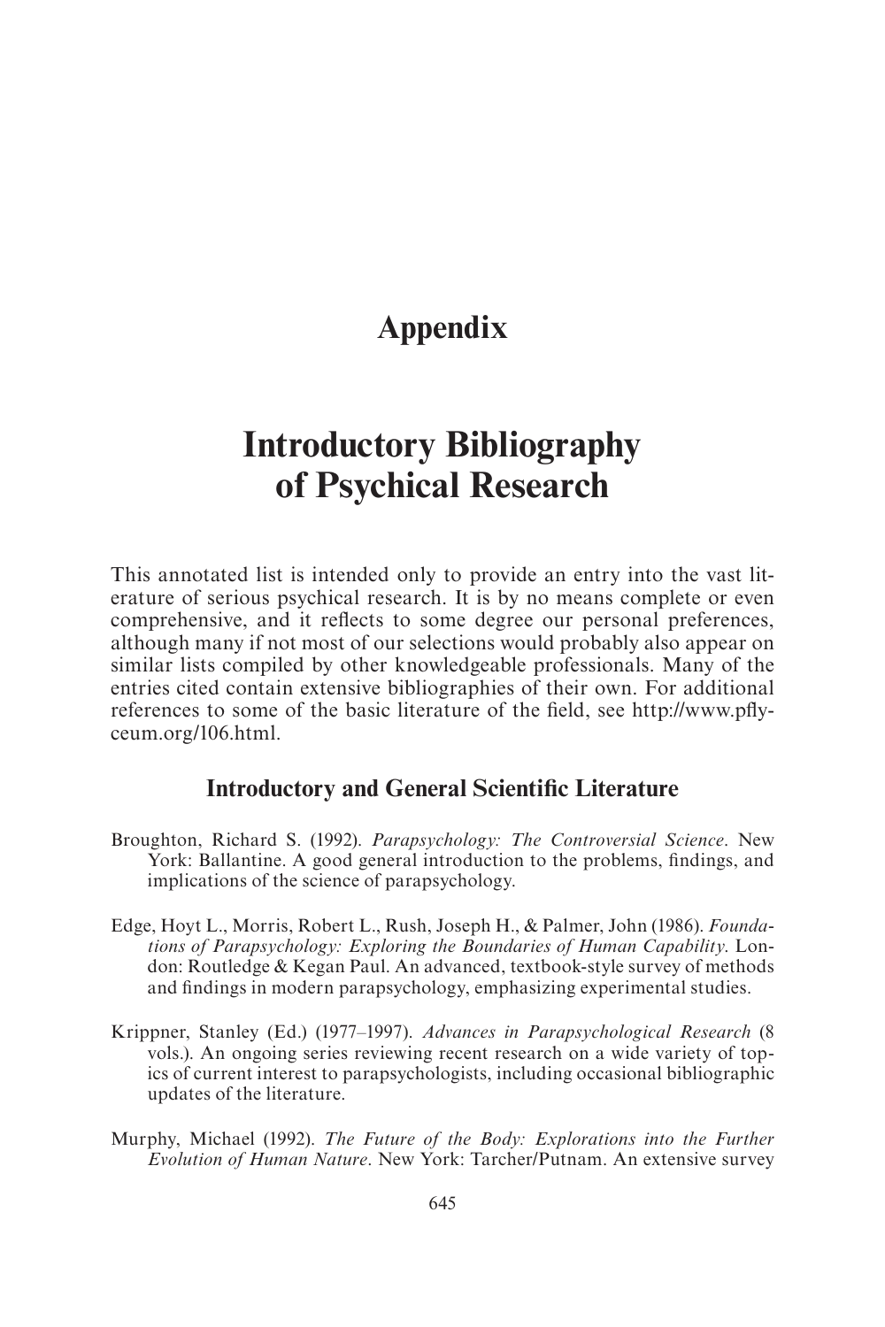# Appendix

# Introductory Bibliography of Psychical Research

This annotated list is intended only to provide an entry into the vast literature of serious psychical research. It is by no means complete or even comprehensive, and it reflects to some degree our personal preferences, although many if not most of our selections would probably also appear on similar lists compiled by other knowledgeable professionals. Many of the entries cited contain extensive bibliographies of their own. For additional references to some of the basic literature of the field, see http://www.pflyceum.org/106.html.

## Introductory and General Scientific Literature

Broughton, Richard S. (1992). *Parapsychology: The Controversial Science*. New York: Ballantine. A good general introduction to the problems, findings, and implications of the science of parapsychology.

Edge, Hoyt L., Morris, Robert L., Rush, Joseph H., & Palmer, John (1986). *Foundations of Parapsychology: Exploring the Boundaries of Human Capability*. London: Routledge & Kegan Paul. An advanced, textbook-style survey of methods and findings in modern parapsychology, emphasizing experimental studies.

Krippner, Stanley (Ed.) (1977–1997). *Advances in Parapsychological Research* (8 vols.). An ongoing series reviewing recent research on a wide variety of topics of current interest to parapsychologists, including occasional bibliographic updates of the literature.

Murphy, Michael (1992). *The Future of the Body: Explorations into the Further Evolution of Human Nature*. New York: Tarcher/Putnam. An extensive survey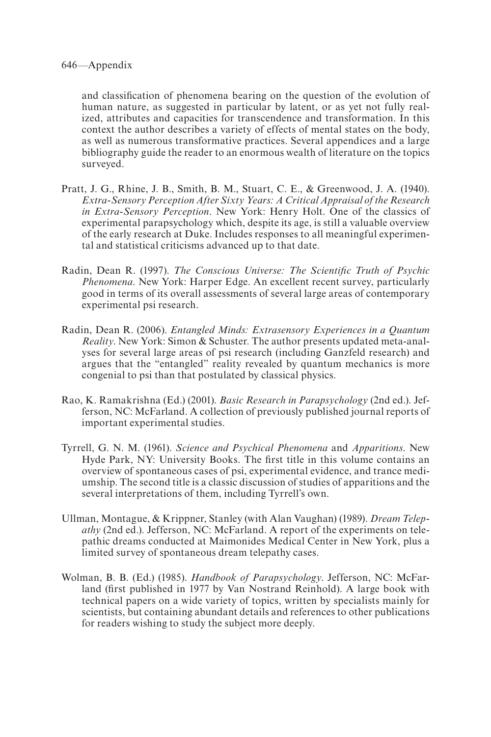and classification of phenomena bearing on the question of the evolution of human nature, as suggested in particular by latent, or as yet not fully realized, attributes and capacities for transcendence and transformation. In this context the author describes a variety of effects of mental states on the body, as well as numerous transformative practices. Several appendices and a large bibliography guide the reader to an enormous wealth of literature on the topics surveyed.

Pratt, J. G., Rhine, J. B., Smith, B. M., Stuart, C. E., & Greenwood, J. A. (1940). *Extra-Sensory Perception After Sixty Years: A Critical Appraisal of the Research in Extra-Sensory Perception*. New York: Henry Holt. One of the classics of experimental parapsychology which, despite its age, is still a valuable overview of the early research at Duke. Includes responses to all meaningful experimental and statistical criticisms advanced up to that date.

Radin, Dean R. (1997). *The Conscious Universe: The Scientific Truth of Psychic Phenomena*. New York: Harper Edge. An excellent recent survey, particularly good in terms of its overall assessments of several large areas of contemporary experimental psi research.

Radin, Dean R. (2006). *Entangled Minds: Extrasensory Experiences in a Quantum Reality*. New York: Simon & Schuster. The author presents updated meta-analyses for several large areas of psi research (including Ganzfeld research) and argues that the "entangled" reality revealed by quantum mechanics is more congenial to psi than that postulated by classical physics.

Rao, K. Ramakrishna (Ed.) (2001). *Basic Research in Parapsychology* (2nd ed.). Jefferson, NC: McFarland. A collection of previously published journal reports of important experimental studies.

Tyrrell, G. N. M. (1961). *Science and Psychical Phenomena* and *Apparitions*. New Hyde Park, NY: University Books. The first title in this volume contains an overview of spontaneous cases of psi, experimental evidence, and trance mediumship. The second title is a classic discussion of studies of apparitions and the several interpretations of them, including Tyrrell's own.

Ullman, Montague, & Krippner, Stanley (with Alan Vaughan) (1989). *Dream Telepathy* (2nd ed.). Jefferson, NC: McFarland. A report of the experiments on telepathic dreams conducted at Maimonides Medical Center in New York, plus a limited survey of spontaneous dream telepathy cases.

Wolman, B. B. (Ed.) (1985). *Handbook of Parapsychology*. Jefferson, NC: McFarland (first published in 1977 by Van Nostrand Reinhold). A large book with technical papers on a wide variety of topics, written by specialists mainly for scientists, but containing abundant details and references to other publications for readers wishing to study the subject more deeply.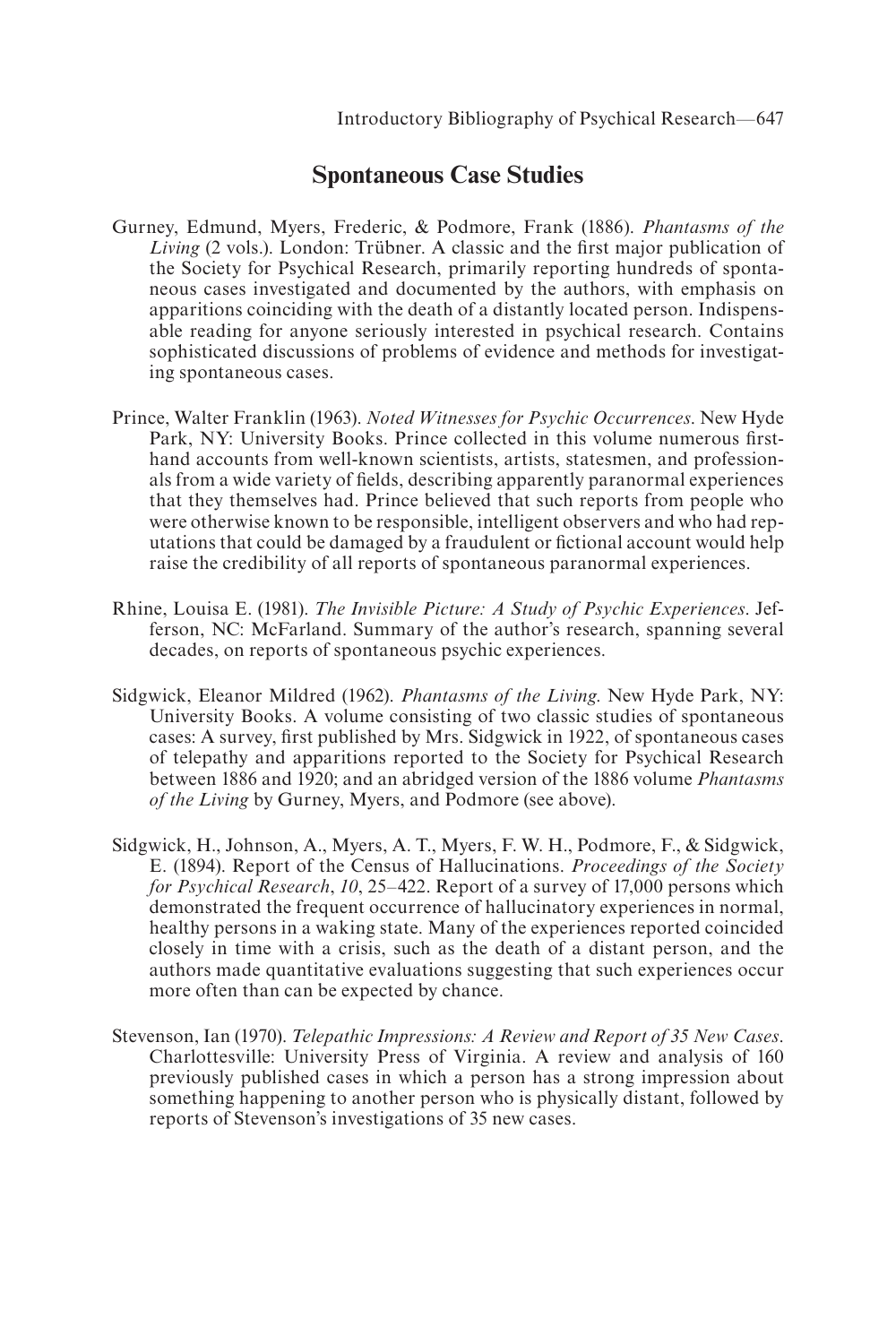## Spontaneous Case Studies

Gurney, Edmund, Myers, Frederic, & Podmore, Frank (1886). *Phantasms of the Living* (2 vols.). London: Trübner. A classic and the first major publication of the Society for Psychical Research, primarily reporting hundreds of spontaneous cases investigated and documented by the authors, with emphasis on apparitions coinciding with the death of a distantly located person. Indispensable reading for anyone seriously interested in psychical research. Contains sophisticated discussions of problems of evidence and methods for investigating spontaneous cases.

Prince, Walter Franklin (1963). *Noted Witnesses for Psychic Occurrences*. New Hyde Park, NY: University Books. Prince collected in this volume numerous first-hand accounts from well-known scientists, artists, statesmen, and professionals from a wide variety of fields, describing apparently paranormal experiences that they themselves had. Prince believed that such reports from people who were otherwise known to be responsible, intelligent observers and who had reputations that could be damaged by a fraudulent or fictional account would help raise the credibility of all reports of spontaneous paranormal experiences.

Rhine, Louisa E. (1981). *The Invisible Picture: A Study of Psychic Experiences*. Jefferson, NC: McFarland. Summary of the author's research, spanning several decades, on reports of spontaneous psychic experiences.

Sidgwick, Eleanor Mildred (1962). *Phantasms of the Living*. New Hyde Park, NY: University Books. A volume consisting of two classic studies of spontaneous cases: A survey, first published by Mrs. Sidgwick in 1922, of spontaneous cases of telepathy and apparitions reported to the Society for Psychical Research between 1886 and 1920; and an abridged version of the 1886 volume *Phantasms of the Living* by Gurney, Myers, and Podmore (see above).

Sidgwick, H., Johnson, A., Myers, A. T., Myers, F. W. H., Podmore, F., & Sidgwick, E. (1894). Report of the Census of Hallucinations. *Proceedings of the Society for Psychical Research*, *10*, 25–422. Report of a survey of 17,000 persons which demonstrated the frequent occurrence of hallucinatory experiences in normal, healthy persons in a waking state. Many of the experiences reported coincided closely in time with a crisis, such as the death of a distant person, and the authors made quantitative evaluations suggesting that such experiences occur more often than can be expected by chance.

Stevenson, Ian (1970). *Telepathic Impressions: A Review and Report of 35 New Cases*. Charlottesville: University Press of Virginia. A review and analysis of 160 previously published cases in which a person has a strong impression about something happening to another person who is physically distant, followed by reports of Stevenson's investigations of 35 new cases.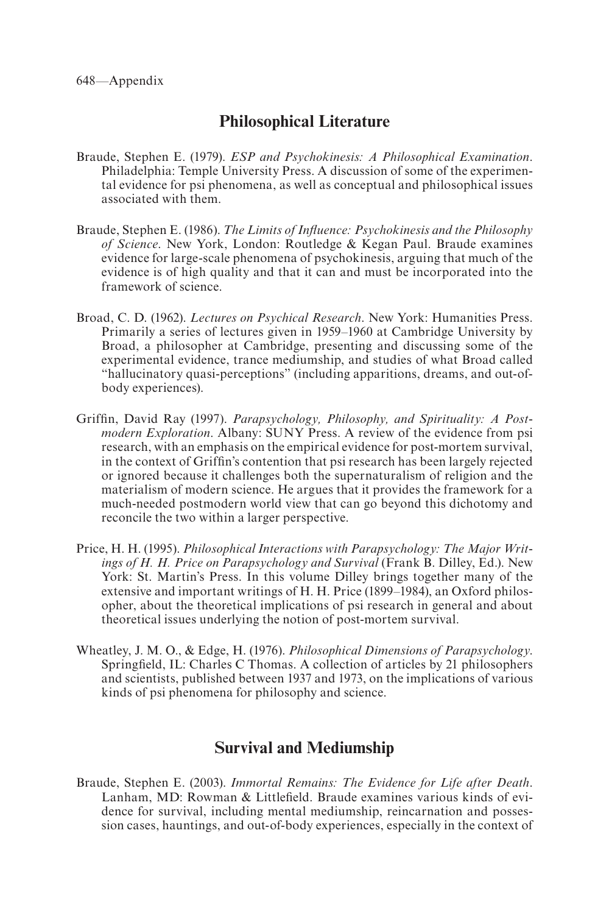## Philosophical Literature

Braude, Stephen E. (1979). *ESP and Psychokinesis: A Philosophical Examination*. Philadelphia: Temple University Press. A discussion of some of the experimental evidence for psi phenomena, as well as conceptual and philosophical issues associated with them.

Braude, Stephen E. (1986). *The Limits of Influence: Psychokinesis and the Philosophy of Science*. New York, London: Routledge & Kegan Paul. Braude examines evidence for large-scale phenomena of psychokinesis, arguing that much of the evidence is of high quality and that it can and must be incorporated into the framework of science.

Broad, C. D. (1962). *Lectures on Psychical Research*. New York: Humanities Press. Primarily a series of lectures given in 1959–1960 at Cambridge University by Broad, a philosopher at Cambridge, presenting and discussing some of the experimental evidence, trance mediumship, and studies of what Broad called "hallucinatory quasi-perceptions" (including apparitions, dreams, and out-of-body experiences).

Griffin, David Ray (1997). *Parapsychology, Philosophy, and Spirituality: A Postmodern Exploration*. Albany: SUNY Press. A review of the evidence from psi research, with an emphasis on the empirical evidence for post-mortem survival, in the context of Griffin's contention that psi research has been largely rejected or ignored because it challenges both the supernaturalism of religion and the materialism of modern science. He argues that it provides the framework for a much-needed postmodern world view that can go beyond this dichotomy and reconcile the two within a larger perspective.

Price, H. H. (1995). *Philosophical Interactions with Parapsychology: The Major Writings of H. H. Price on Parapsychology and Survival* (Frank B. Dilley, Ed.). New York: St. Martin's Press. In this volume Dilley brings together many of the extensive and important writings of H. H. Price (1899–1984), an Oxford philosopher, about the theoretical implications of psi research in general and about theoretical issues underlying the notion of post-mortem survival.

Wheatley, J. M. O., & Edge, H. (1976). *Philosophical Dimensions of Parapsychology*. Springfield, IL: Charles C Thomas. A collection of articles by 21 philosophers and scientists, published between 1937 and 1973, on the implications of various kinds of psi phenomena for philosophy and science.

## Survival and Mediumship

Braude, Stephen E. (2003). *Immortal Remains: The Evidence for Life after Death*. Lanham, MD: Rowman & Littlefield. Braude examines various kinds of evidence for survival, including mental mediumship, reincarnation and possession cases, hauntings, and out-of-body experiences, especially in the context of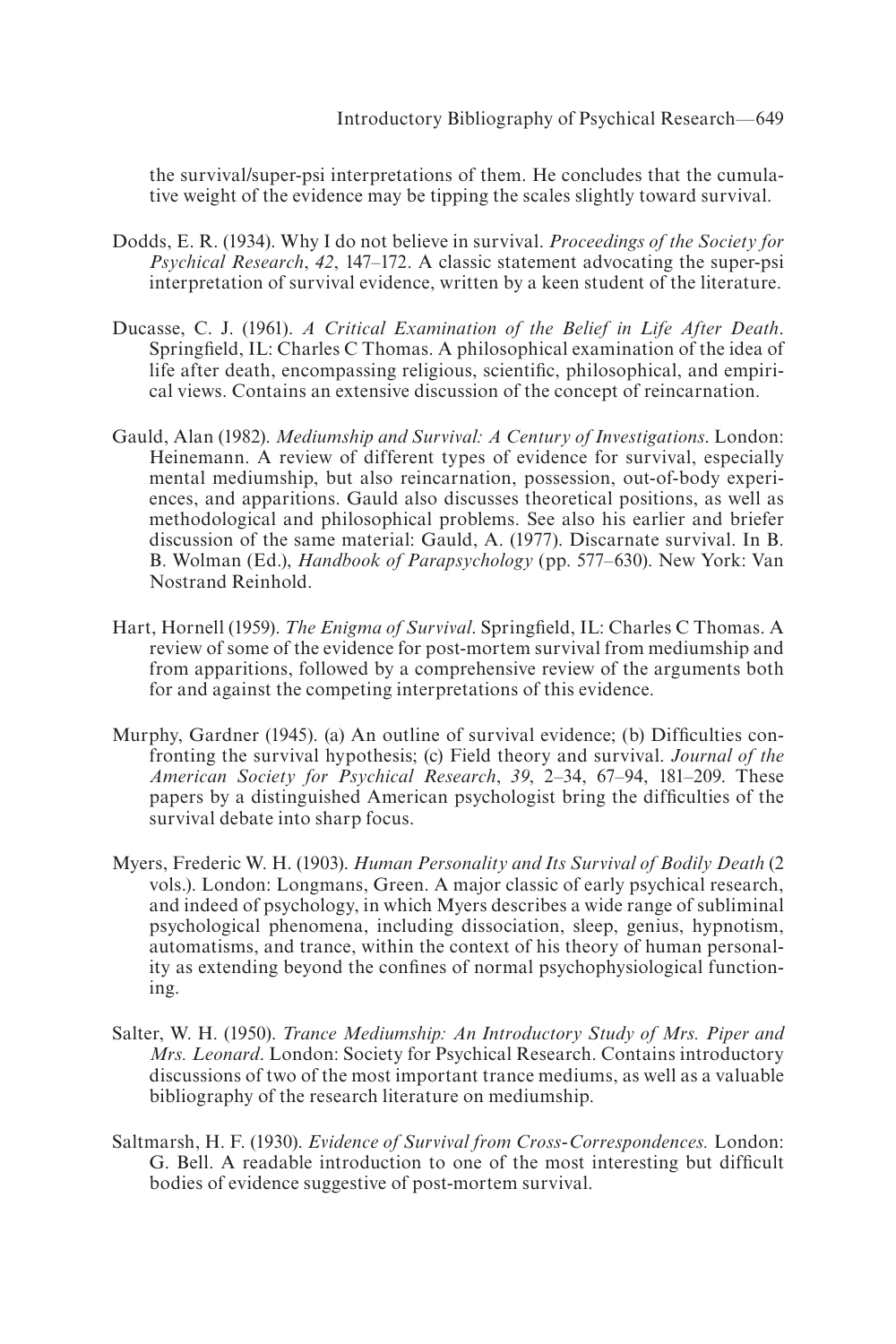the survival/super-psi interpretations of them. He concludes that the cumulative weight of the evidence may be tipping the scales slightly toward survival.

Dodds, E. R. (1934). Why I do not believe in survival. *Proceedings of the Society for Psychical Research*, *42*, 147–172. A classic statement advocating the super-psi interpretation of survival evidence, written by a keen student of the literature.

Ducasse, C. J. (1961). *A Critical Examination of the Belief in Life After Death*. Springfield, IL: Charles C Thomas. A philosophical examination of the idea of life after death, encompassing religious, scientific, philosophical, and empirical views. Contains an extensive discussion of the concept of reincarnation.

Gauld, Alan (1982). *Mediumship and Survival: A Century of Investigations*. London: Heinemann. A review of different types of evidence for survival, especially mental mediumship, but also reincarnation, possession, out-of-body experiences, and apparitions. Gauld also discusses theoretical positions, as well as methodological and philosophical problems. See also his earlier and briefer discussion of the same material: Gauld, A. (1977). Discarnate survival. In B. B. Wolman (Ed.), *Handbook of Parapsychology* (pp. 577–630). New York: Van Nostrand Reinhold.

Hart, Hornell (1959). *The Enigma of Survival*. Springfield, IL: Charles C Thomas. A review of some of the evidence for post-mortem survival from mediumship and from apparitions, followed by a comprehensive review of the arguments both for and against the competing interpretations of this evidence.

Murphy, Gardner (1945). (a) An outline of survival evidence; (b) Difficulties confronting the survival hypothesis; (c) Field theory and survival. *Journal of the American Society for Psychical Research*, *39*, 2–34, 67–94, 181–209. These papers by a distinguished American psychologist bring the difficulties of the survival debate into sharp focus.

Myers, Frederic W. H. (1903). *Human Personality and Its Survival of Bodily Death* (2 vols.). London: Longmans, Green. A major classic of early psychical research, and indeed of psychology, in which Myers describes a wide range of subliminal psychological phenomena, including dissociation, sleep, genius, hypnotism, automatisms, and trance, within the context of his theory of human personality as extending beyond the confines of normal psychophysiological functioning.

Salter, W. H. (1950). *Trance Mediumship: An Introductory Study of Mrs. Piper and Mrs. Leonard*. London: Society for Psychical Research. Contains introductory discussions of two of the most important trance mediums, as well as a valuable bibliography of the research literature on mediumship.

Saltmarsh, H. F. (1930). *Evidence of Survival from Cross-Correspondences.* London: G. Bell. A readable introduction to one of the most interesting but difficult bodies of evidence suggestive of post-mortem survival.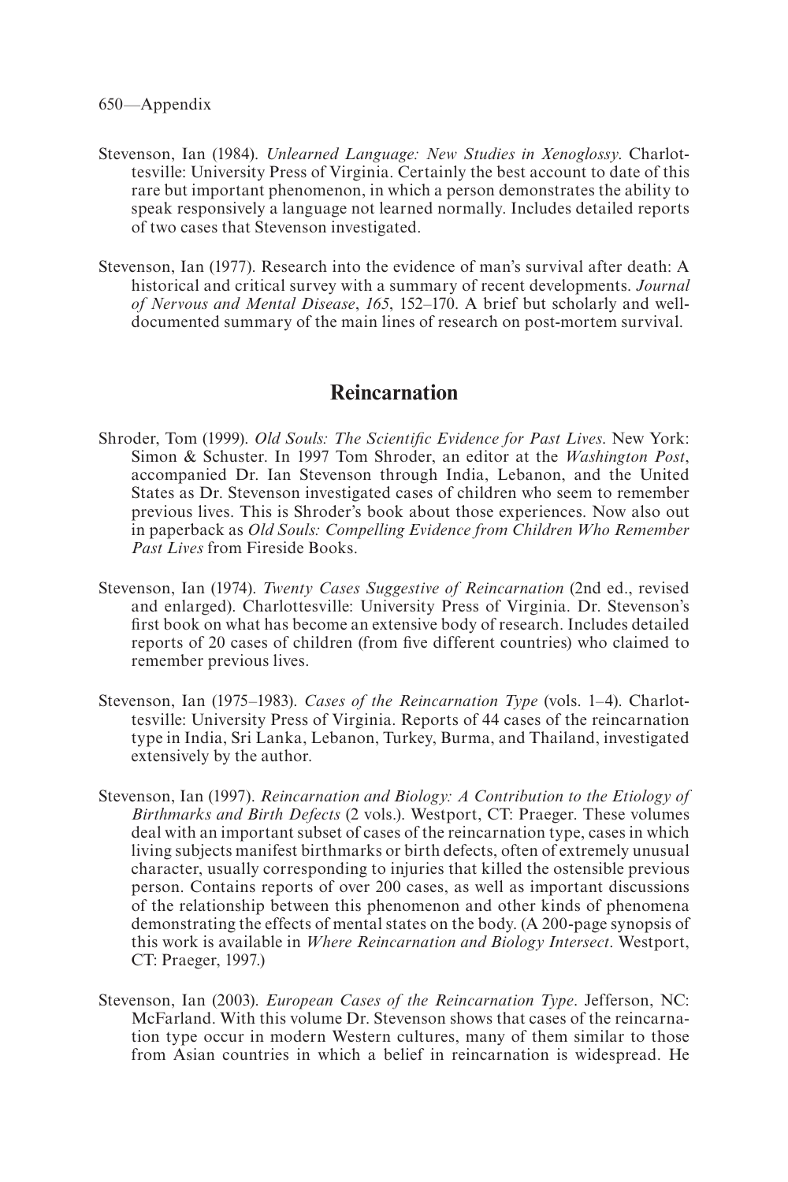Stevenson, Ian (1984). *Unlearned Language: New Studies in Xenoglossy*. Charlottesville: University Press of Virginia. Certainly the best account to date of this rare but important phenomenon, in which a person demonstrates the ability to speak responsively a language not learned normally. Includes detailed reports of two cases that Stevenson investigated.

Stevenson, Ian (1977). Research into the evidence of man's survival after death: A historical and critical survey with a summary of recent developments. *Journal of Nervous and Mental Disease*, *165*, 152–170. A brief but scholarly and well-documented summary of the main lines of research on post-mortem survival.

## Reincarnation

Shroder, Tom (1999). *Old Souls: The Scientific Evidence for Past Lives*. New York: Simon & Schuster. In 1997 Tom Shroder, an editor at the *Washington Post*, accompanied Dr. Ian Stevenson through India, Lebanon, and the United States as Dr. Stevenson investigated cases of children who seem to remember previous lives. This is Shroder's book about those experiences. Now also out in paperback as *Old Souls: Compelling Evidence from Children Who Remember Past Lives* from Fireside Books.

Stevenson, Ian (1974). *Twenty Cases Suggestive of Reincarnation* (2nd ed., revised and enlarged). Charlottesville: University Press of Virginia. Dr. Stevenson's first book on what has become an extensive body of research. Includes detailed reports of 20 cases of children (from five different countries) who claimed to remember previous lives.

Stevenson, Ian (1975–1983). *Cases of the Reincarnation Type* (vols. 1–4). Charlottesville: University Press of Virginia. Reports of 44 cases of the reincarnation type in India, Sri Lanka, Lebanon, Turkey, Burma, and Thailand, investigated extensively by the author.

Stevenson, Ian (1997). *Reincarnation and Biology: A Contribution to the Etiology of Birthmarks and Birth Defects* (2 vols.). Westport, CT: Praeger. These volumes deal with an important subset of cases of the reincarnation type, cases in which living subjects manifest birthmarks or birth defects, often of extremely unusual character, usually corresponding to injuries that killed the ostensible previous person. Contains reports of over 200 cases, as well as important discussions of the relationship between this phenomenon and other kinds of phenomena demonstrating the effects of mental states on the body. (A 200-page synopsis of this work is available in *Where Reincarnation and Biology Intersect*. Westport, CT: Praeger, 1997.)

Stevenson, Ian (2003). *European Cases of the Reincarnation Type*. Jefferson, NC: McFarland. With this volume Dr. Stevenson shows that cases of the reincarnation type occur in modern Western cultures, many of them similar to those from Asian countries in which a belief in reincarnation is widespread. He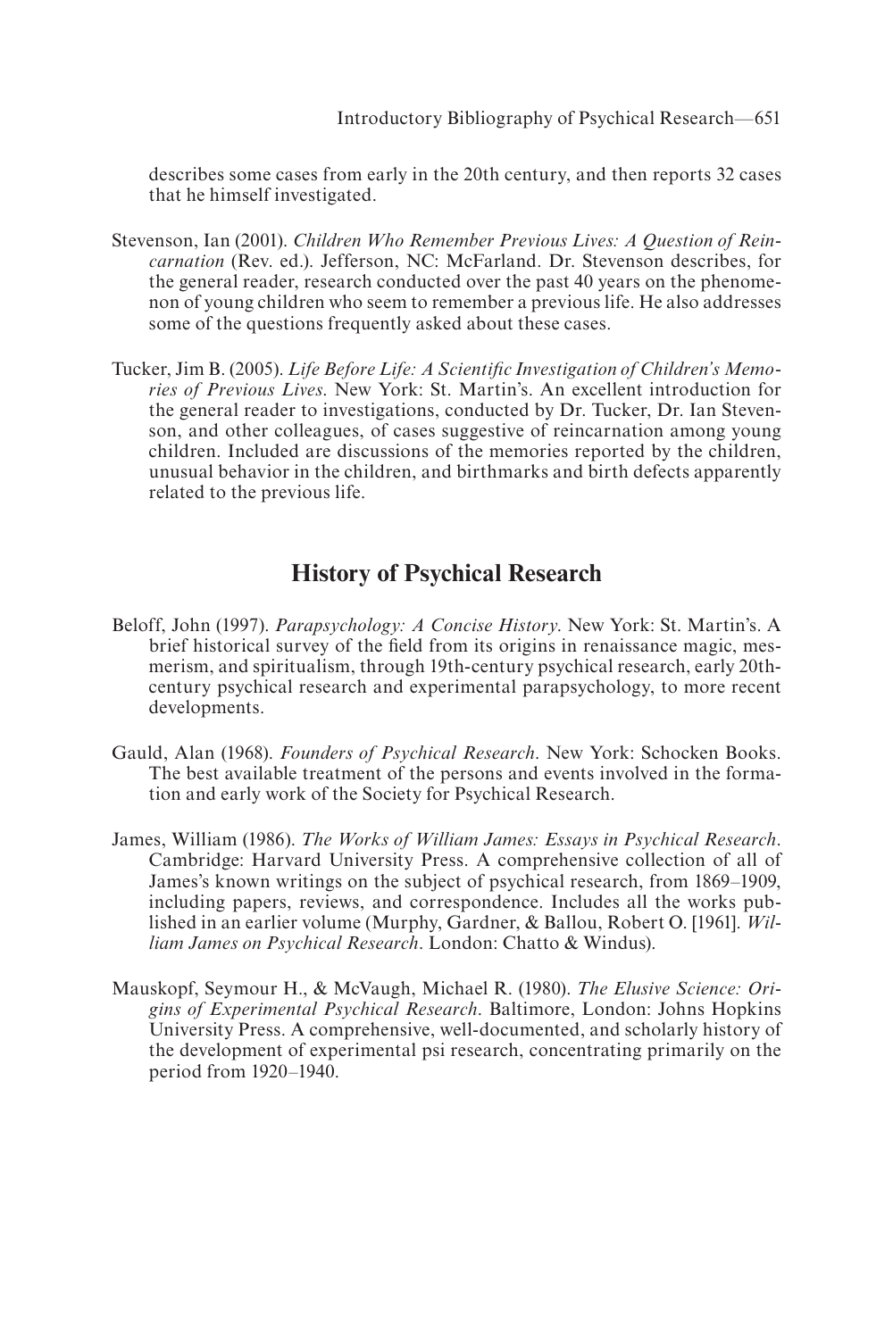describes some cases from early in the 20th century, and then reports 32 cases that he himself investigated.

Stevenson, Ian (2001). *Children Who Remember Previous Lives: A Question of Reincarnation* (Rev. ed.). Jefferson, NC: McFarland. Dr. Stevenson describes, for the general reader, research conducted over the past 40 years on the phenomenon of young children who seem to remember a previous life. He also addresses some of the questions frequently asked about these cases.

Tucker, Jim B. (2005). *Life Before Life: A Scientific Investigation of Children's Memories of Previous Lives*. New York: St. Martin's. An excellent introduction for the general reader to investigations, conducted by Dr. Tucker, Dr. Ian Stevenson, and other colleagues, of cases suggestive of reincarnation among young children. Included are discussions of the memories reported by the children, unusual behavior in the children, and birthmarks and birth defects apparently related to the previous life.

## History of Psychical Research

Beloff, John (1997). *Parapsychology: A Concise History*. New York: St. Martin's. A brief historical survey of the field from its origins in renaissance magic, mesmerism, and spiritualism, through 19th-century psychical research, early 20th-century psychical research and experimental parapsychology, to more recent developments.

Gauld, Alan (1968). *Founders of Psychical Research*. New York: Schocken Books. The best available treatment of the persons and events involved in the formation and early work of the Society for Psychical Research.

James, William (1986). *The Works of William James: Essays in Psychical Research*. Cambridge: Harvard University Press. A comprehensive collection of all of James's known writings on the subject of psychical research, from 1869–1909, including papers, reviews, and correspondence. Includes all the works published in an earlier volume (Murphy, Gardner, & Ballou, Robert O. [1961]. *William James on Psychical Research*. London: Chatto & Windus).

Mauskopf, Seymour H., & McVaugh, Michael R. (1980). *The Elusive Science: Origins of Experimental Psychical Research*. Baltimore, London: Johns Hopkins University Press. A comprehensive, well-documented, and scholarly history of the development of experimental psi research, concentrating primarily on the period from 1920–1940.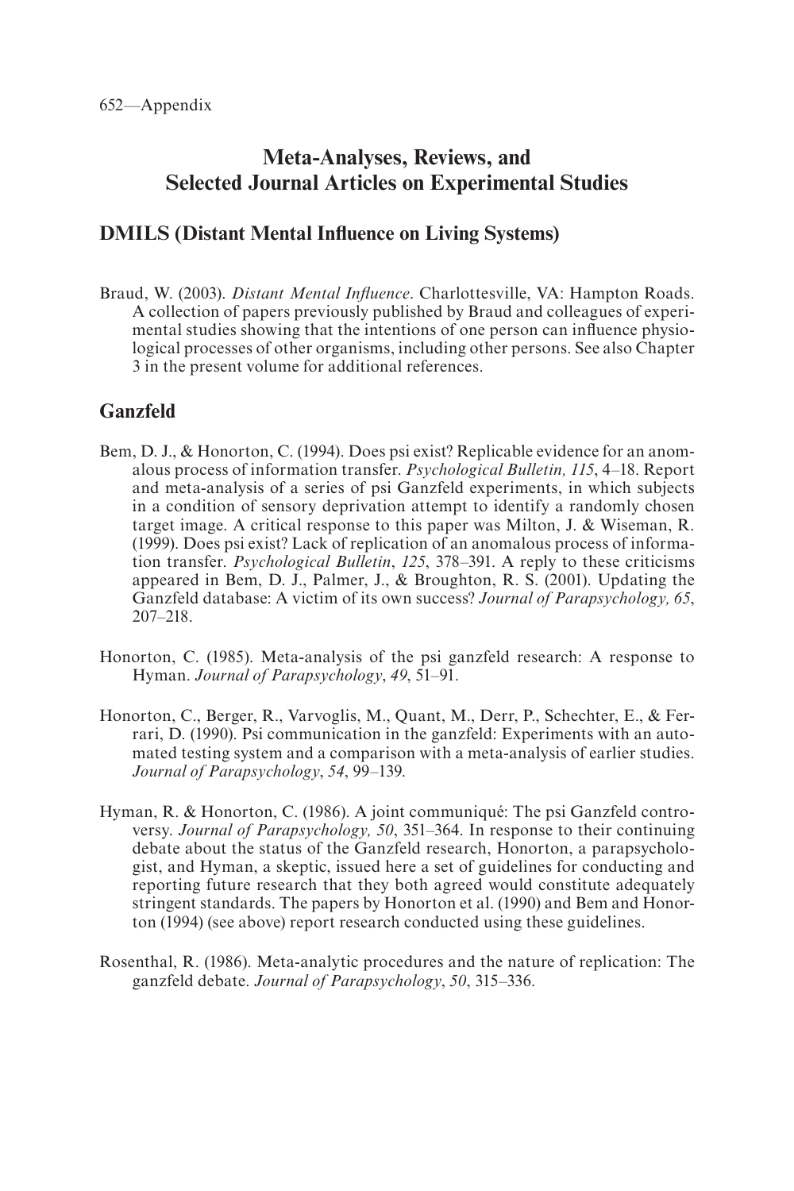## Meta-Analyses, Reviews, and Selected Journal Articles on Experimental Studies

### DMILS (Distant Mental Influence on Living Systems)

Braud, W. (2003). *Distant Mental Influence*. Charlottesville, VA: Hampton Roads. A collection of papers previously published by Braud and colleagues of experimental studies showing that the intentions of one person can influence physiological processes of other organisms, including other persons. See also Chapter 3 in the present volume for additional references.

### Ganzfeld

Bem, D. J., & Honorton, C. (1994). Does psi exist? Replicable evidence for an anomalous process of information transfer. *Psychological Bulletin, 115*, 4–18. Report and meta-analysis of a series of psi Ganzfeld experiments, in which subjects in a condition of sensory deprivation attempt to identify a randomly chosen target image. A critical response to this paper was Milton, J. & Wiseman, R. (1999). Does psi exist? Lack of replication of an anomalous process of information transfer. *Psychological Bulletin*, *125*, 378–391. A reply to these criticisms appeared in Bem, D. J., Palmer, J., & Broughton, R. S. (2001). Updating the Ganzfeld database: A victim of its own success? *Journal of Parapsychology, 65*, 207–218.

Honorton, C. (1985). Meta-analysis of the psi ganzfeld research: A response to Hyman. *Journal of Parapsychology*, *49*, 51–91.

Honorton, C., Berger, R., Varvoglis, M., Quant, M., Derr, P., Schechter, E., & Ferrari, D. (1990). Psi communication in the ganzfeld: Experiments with an automated testing system and a comparison with a meta-analysis of earlier studies. *Journal of Parapsychology*, *54*, 99–139.

Hyman, R. & Honorton, C. (1986). A joint communiqué: The psi Ganzfeld controversy. *Journal of Parapsychology, 50*, 351–364. In response to their continuing debate about the status of the Ganzfeld research, Honorton, a parapsychologist, and Hyman, a skeptic, issued here a set of guidelines for conducting and reporting future research that they both agreed would constitute adequately stringent standards. The papers by Honorton et al. (1990) and Bem and Honorton (1994) (see above) report research conducted using these guidelines.

Rosenthal, R. (1986). Meta-analytic procedures and the nature of replication: The ganzfeld debate. *Journal of Parapsychology*, *50*, 315–336.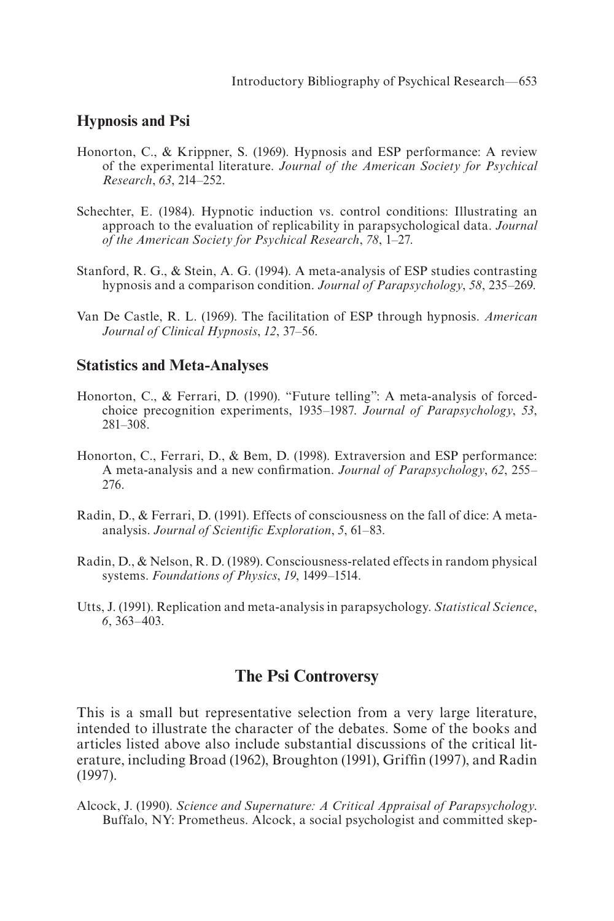### Hypnosis and Psi

Honorton, C., & Krippner, S. (1969). Hypnosis and ESP performance: A review of the experimental literature. *Journal of the American Society for Psychical Research*, *63*, 214–252.

Schechter, E. (1984). Hypnotic induction vs. control conditions: Illustrating an approach to the evaluation of replicability in parapsychological data. *Journal of the American Society for Psychical Research*, *78*, 1–27.

Stanford, R. G., & Stein, A. G. (1994). A meta-analysis of ESP studies contrasting hypnosis and a comparison condition. *Journal of Parapsychology*, *58*, 235–269.

Van De Castle, R. L. (1969). The facilitation of ESP through hypnosis. *American Journal of Clinical Hypnosis*, *12*, 37–56.

### Statistics and Meta-Analyses

Honorton, C., & Ferrari, D. (1990). "Future telling": A meta-analysis of forced-choice precognition experiments, 1935–1987. *Journal of Parapsychology*, *53*, 281–308.

Honorton, C., Ferrari, D., & Bem, D. (1998). Extraversion and ESP performance: A meta-analysis and a new confirmation. *Journal of Parapsychology*, *62*, 255–276.

Radin, D., & Ferrari, D. (1991). Effects of consciousness on the fall of dice: A meta-analysis. *Journal of Scientific Exploration*, *5*, 61–83.

Radin, D., & Nelson, R. D. (1989). Consciousness-related effects in random physical systems. *Foundations of Physics*, *19*, 1499–1514.

Utts, J. (1991). Replication and meta-analysis in parapsychology. *Statistical Science*, *6*, 363–403.

## The Psi Controversy

This is a small but representative selection from a very large literature, intended to illustrate the character of the debates. Some of the books and articles listed above also include substantial discussions of the critical literature, including Broad (1962), Broughton (1991), Griffin (1997), and Radin (1997).

Alcock, J. (1990). *Science and Supernature: A Critical Appraisal of Parapsychology*. Buffalo, NY: Prometheus. Alcock, a social psychologist and committed skep-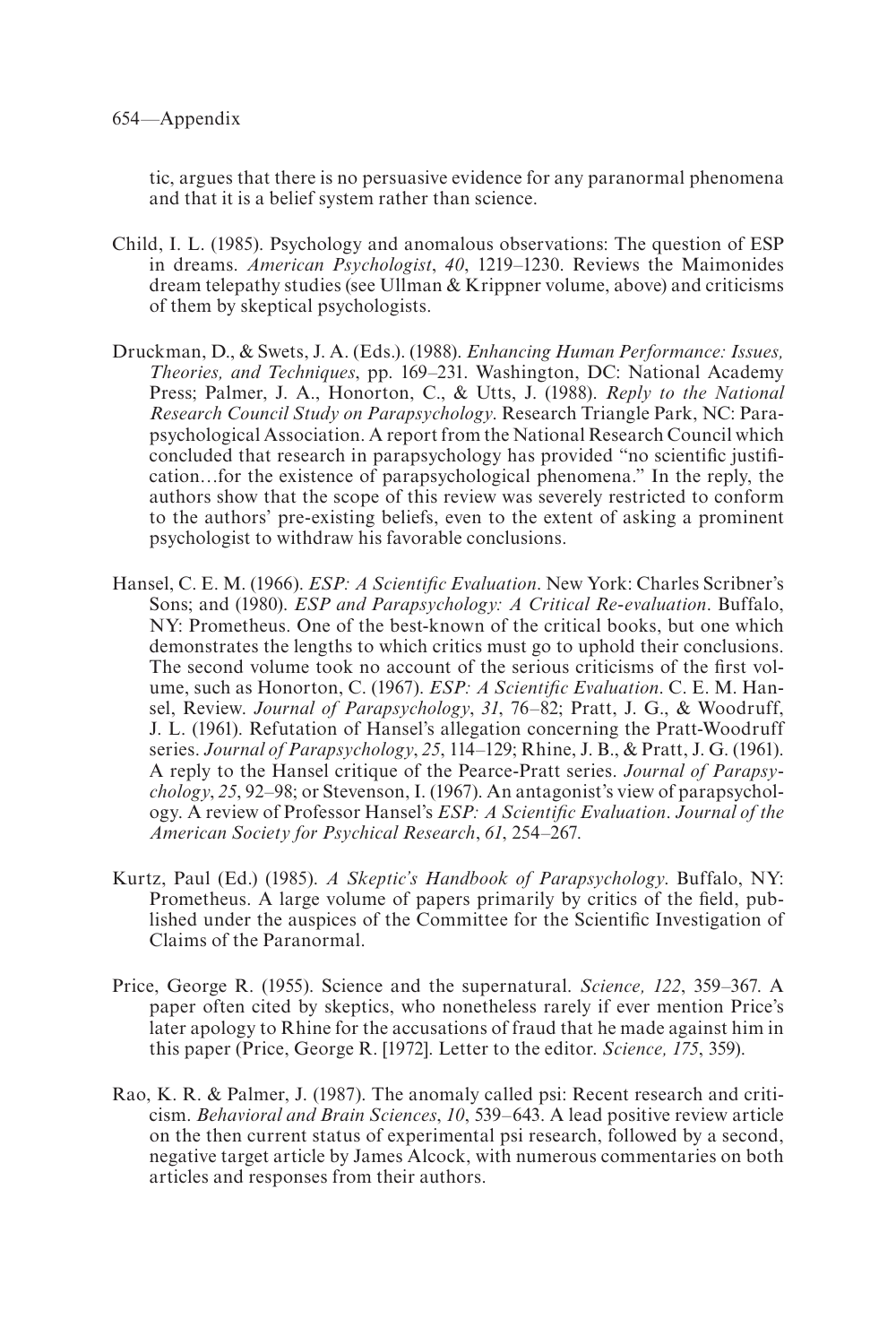tic, argues that there is no persuasive evidence for any paranormal phenomena and that it is a belief system rather than science.

Child, I. L. (1985). Psychology and anomalous observations: The question of ESP in dreams. *American Psychologist*, *40*, 1219–1230. Reviews the Maimonides dream telepathy studies (see Ullman & Krippner volume, above) and criticisms of them by skeptical psychologists.

Druckman, D., & Swets, J. A. (Eds.). (1988). *Enhancing Human Performance: Issues, Theories, and Techniques*, pp. 169–231. Washington, DC: National Academy Press; Palmer, J. A., Honorton, C., & Utts, J. (1988). *Reply to the National Research Council Study on Parapsychology*. Research Triangle Park, NC: Parapsychological Association. A report from the National Research Council which concluded that research in parapsychology has provided "no scientific justification…for the existence of parapsychological phenomena." In the reply, the authors show that the scope of this review was severely restricted to conform to the authors' pre-existing beliefs, even to the extent of asking a prominent psychologist to withdraw his favorable conclusions.

Hansel, C. E. M. (1966). *ESP: A Scientific Evaluation*. New York: Charles Scribner's Sons; and (1980). *ESP and Parapsychology: A Critical Re-evaluation*. Buffalo, NY: Prometheus. One of the best-known of the critical books, but one which demonstrates the lengths to which critics must go to uphold their conclusions. The second volume took no account of the serious criticisms of the first volume, such as Honorton, C. (1967). *ESP: A Scientific Evaluation*. C. E. M. Hansel, Review. *Journal of Parapsychology*, *31*, 76–82; Pratt, J. G., & Woodruff, J. L. (1961). Refutation of Hansel's allegation concerning the Pratt-Woodruff series. *Journal of Parapsychology*, *25*, 114–129; Rhine, J. B., & Pratt, J. G. (1961). A reply to the Hansel critique of the Pearce-Pratt series. *Journal of Parapsychology*, *25*, 92–98; or Stevenson, I. (1967). An antagonist's view of parapsychology. A review of Professor Hansel's *ESP: A Scientific Evaluation*. *Journal of the American Society for Psychical Research*, *61*, 254–267.

Kurtz, Paul (Ed.) (1985). *A Skeptic's Handbook of Parapsychology*. Buffalo, NY: Prometheus. A large volume of papers primarily by critics of the field, published under the auspices of the Committee for the Scientific Investigation of Claims of the Paranormal.

Price, George R. (1955). Science and the supernatural. *Science, 122*, 359–367. A paper often cited by skeptics, who nonetheless rarely if ever mention Price's later apology to Rhine for the accusations of fraud that he made against him in this paper (Price, George R. [1972]. Letter to the editor. *Science, 175*, 359).

Rao, K. R. & Palmer, J. (1987). The anomaly called psi: Recent research and criticism. *Behavioral and Brain Sciences*, *10*, 539–643. A lead positive review article on the then current status of experimental psi research, followed by a second, negative target article by James Alcock, with numerous commentaries on both articles and responses from their authors.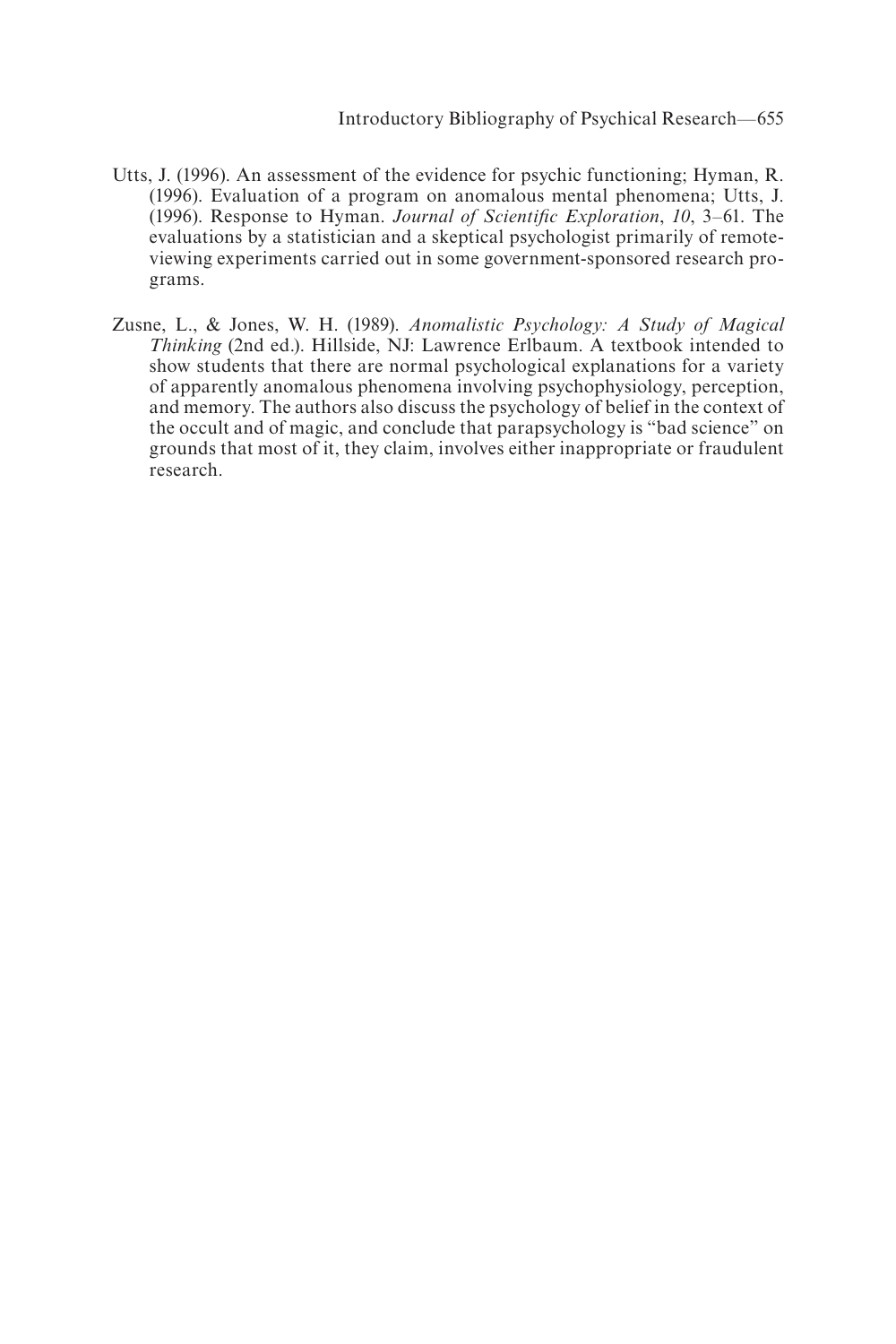Utts, J. (1996). An assessment of the evidence for psychic functioning; Hyman, R. (1996). Evaluation of a program on anomalous mental phenomena; Utts, J. (1996). Response to Hyman. *Journal of Scientific Exploration*, *10*, 3–61. The evaluations by a statistician and a skeptical psychologist primarily of remote-viewing experiments carried out in some government-sponsored research programs.

Zusne, L., & Jones, W. H. (1989). *Anomalistic Psychology: A Study of Magical Thinking* (2nd ed.). Hillside, NJ: Lawrence Erlbaum. A textbook intended to show students that there are normal psychological explanations for a variety of apparently anomalous phenomena involving psychophysiology, perception, and memory. The authors also discuss the psychology of belief in the context of the occult and of magic, and conclude that parapsychology is "bad science" on grounds that most of it, they claim, involves either inappropriate or fraudulent research.